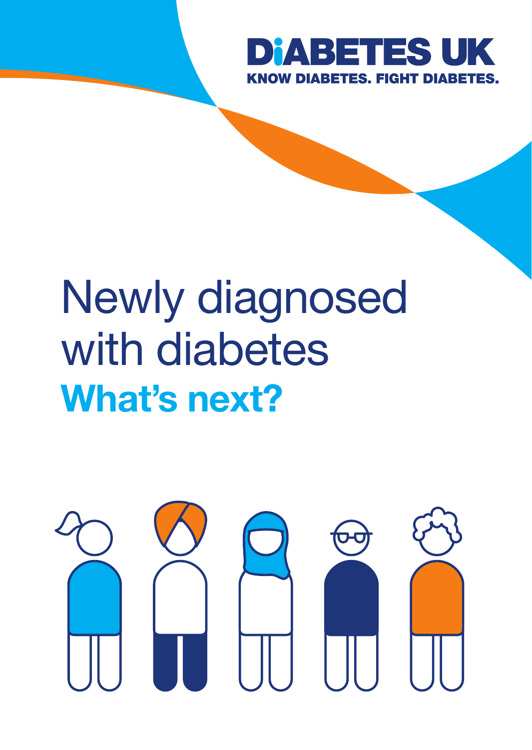DIABETES UK

KNOW DIABETES. FIGHT DIABETES.

# Newly diagnosed with diabetes

## What's next?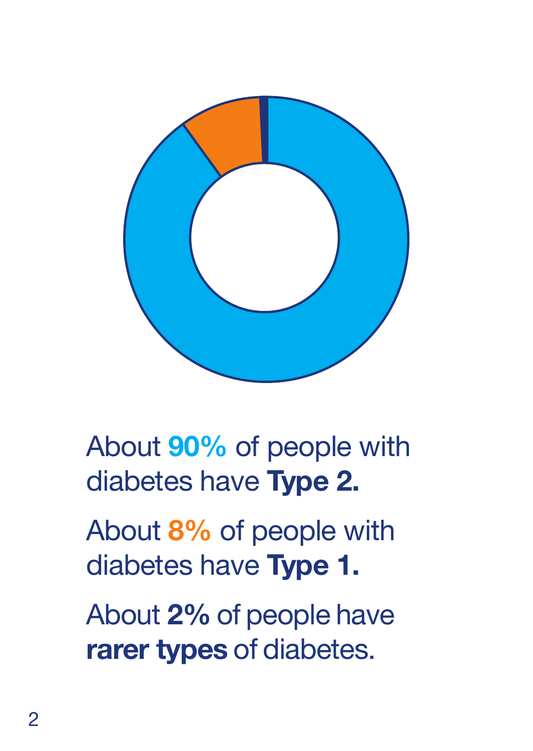About **90%** of people with diabetes have **Type 2.**

About **8%** of people with diabetes have **Type 1.**

About **2%** of people have **rarer types** of diabetes.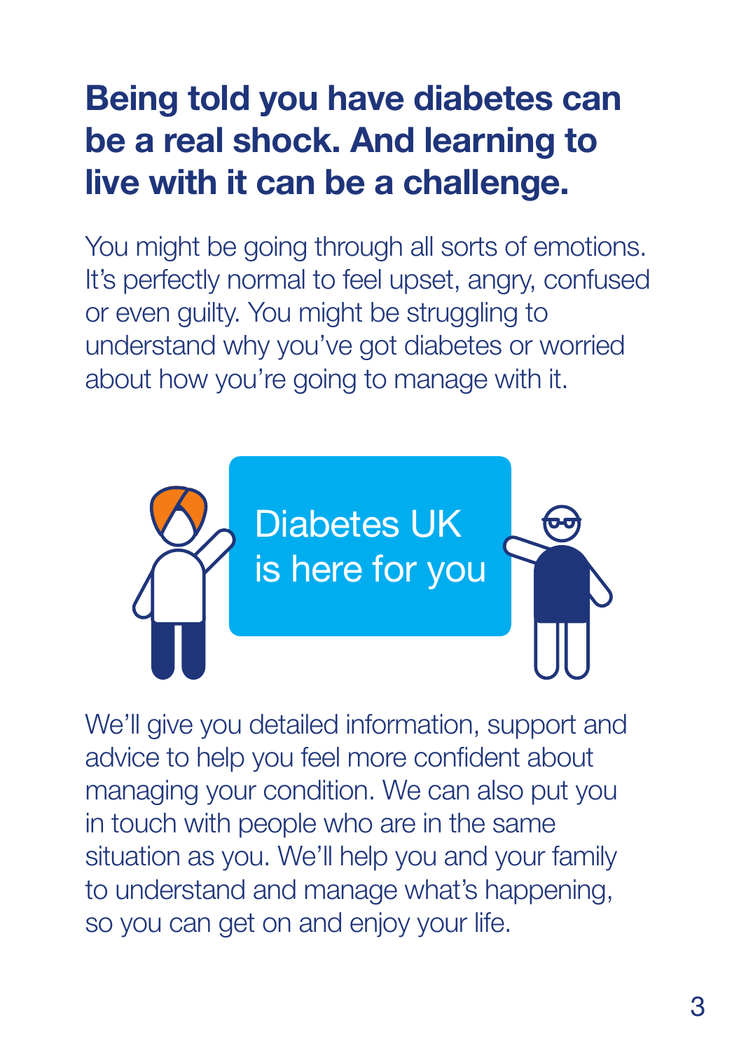# Being told you have diabetes can be a real shock. And learning to live with it can be a challenge.

You might be going through all sorts of emotions. It's perfectly normal to feel upset, angry, confused or even guilty. You might be struggling to understand why you've got diabetes or worried about how you're going to manage with it.

Diabetes UK is here for you

We'll give you detailed information, support and advice to help you feel more confident about managing your condition. We can also put you in touch with people who are in the same situation as you. We'll help you and your family to understand and manage what's happening, so you can get on and enjoy your life.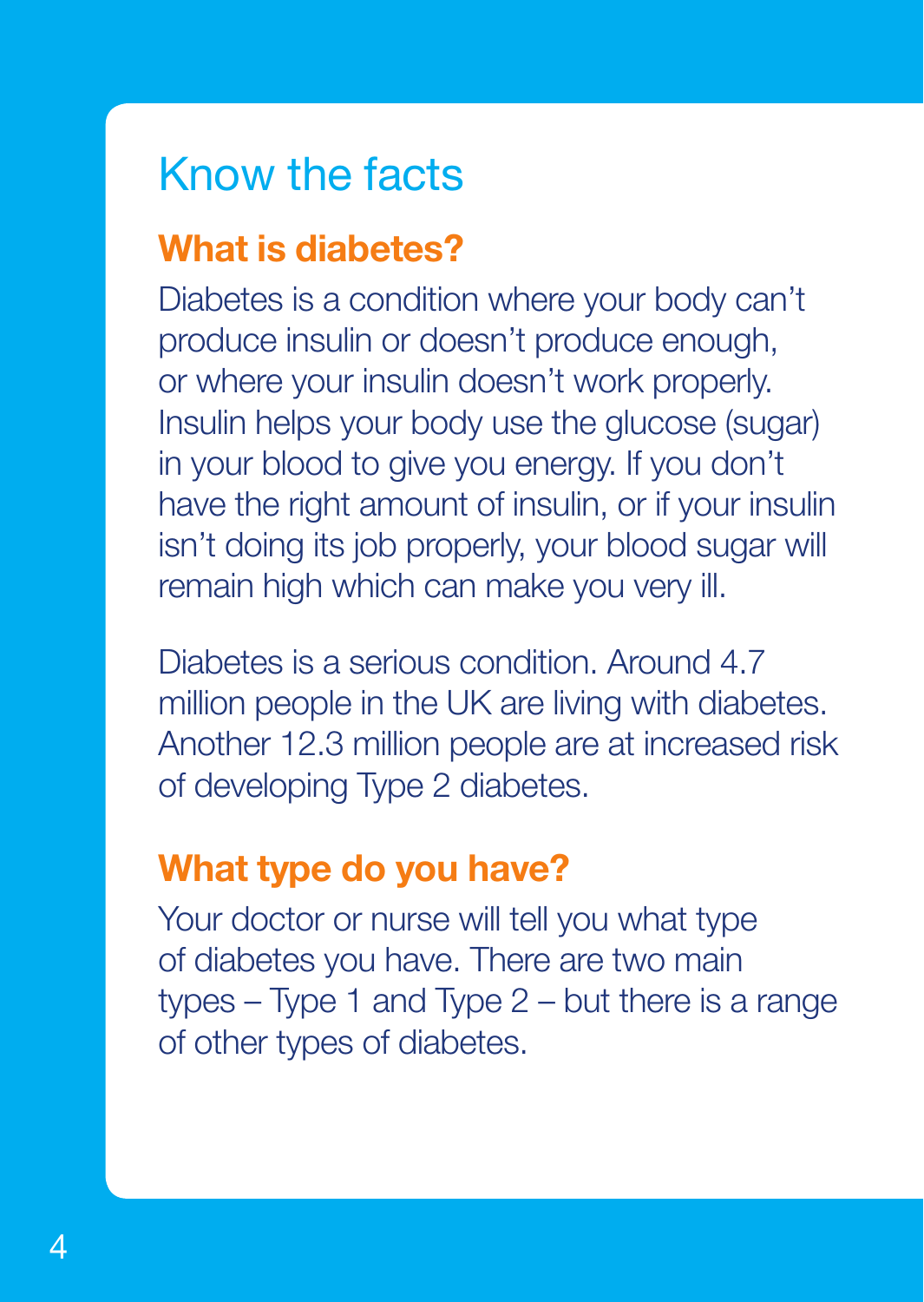# Know the facts

## What is diabetes?

Diabetes is a condition where your body can't produce insulin or doesn't produce enough, or where your insulin doesn't work properly. Insulin helps your body use the glucose (sugar) in your blood to give you energy. If you don't have the right amount of insulin, or if your insulin isn't doing its job properly, your blood sugar will remain high which can make you very ill.

Diabetes is a serious condition. Around 4.7 million people in the UK are living with diabetes. Another 12.3 million people are at increased risk of developing Type 2 diabetes.

## What type do you have?

Your doctor or nurse will tell you what type of diabetes you have. There are two main types – Type 1 and Type 2 – but there is a range of other types of diabetes.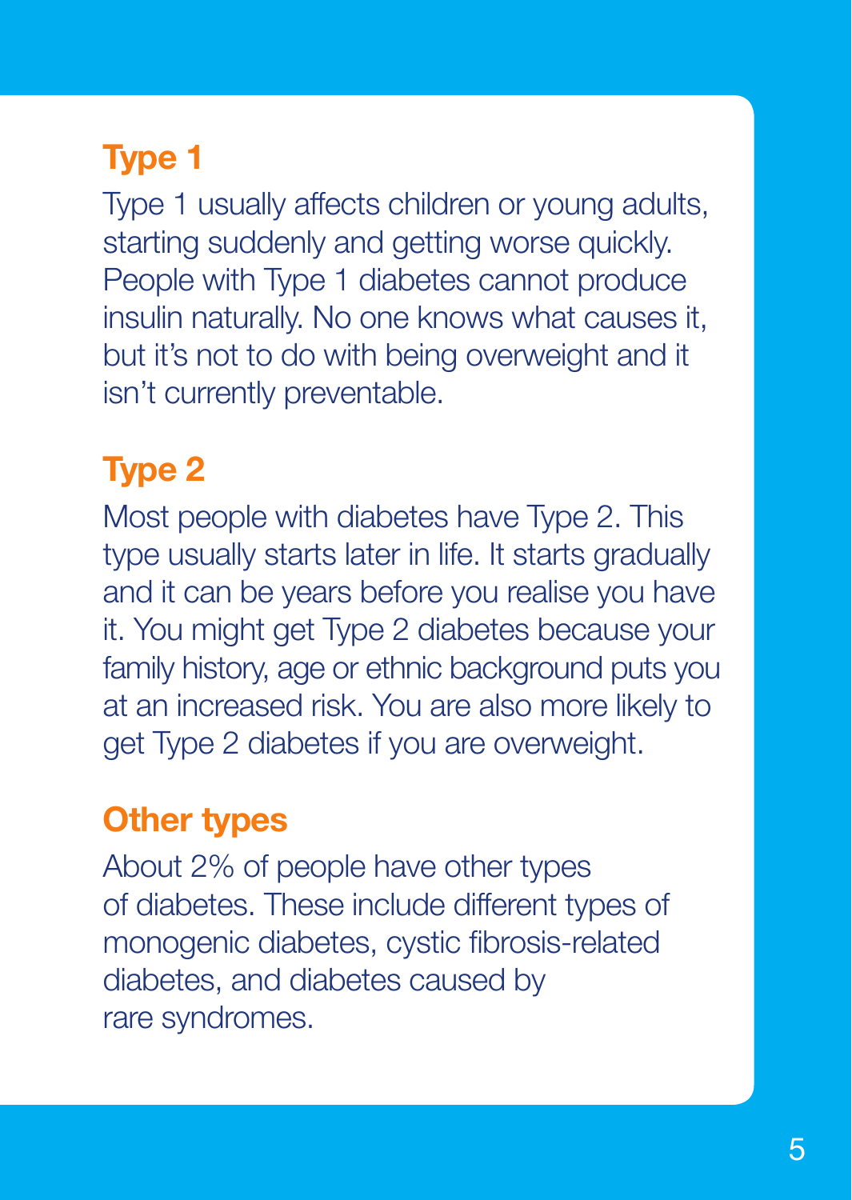## Type 1

Type 1 usually affects children or young adults, starting suddenly and getting worse quickly. People with Type 1 diabetes cannot produce insulin naturally. No one knows what causes it, but it's not to do with being overweight and it isn't currently preventable.

## Type 2

Most people with diabetes have Type 2. This type usually starts later in life. It starts gradually and it can be years before you realise you have it. You might get Type 2 diabetes because your family history, age or ethnic background puts you at an increased risk. You are also more likely to get Type 2 diabetes if you are overweight.

## Other types

About 2% of people have other types of diabetes. These include different types of monogenic diabetes, cystic fibrosis-related diabetes, and diabetes caused by rare syndromes.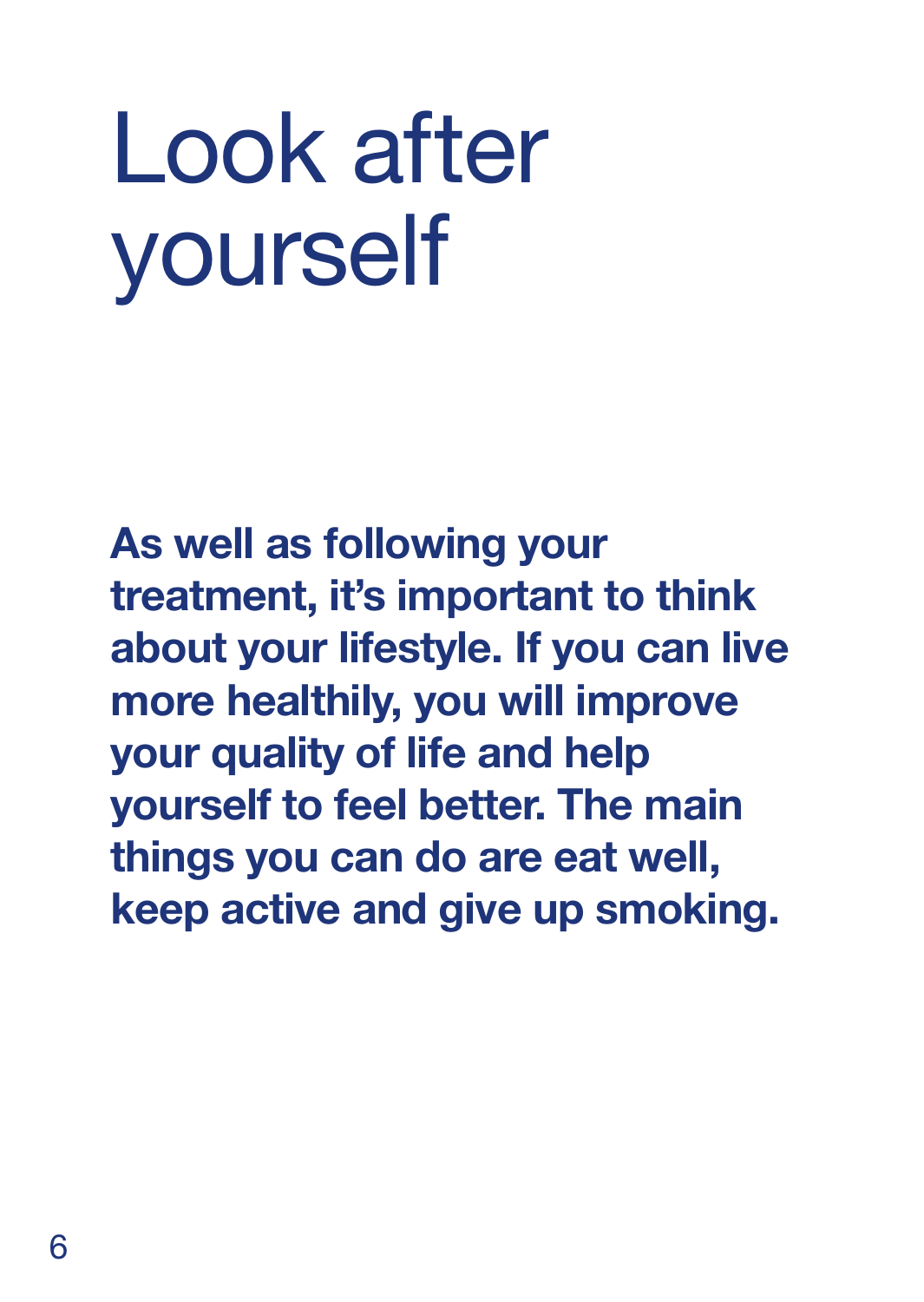# Look after yourself

**As well as following your treatment, it's important to think about your lifestyle. If you can live more healthily, you will improve your quality of life and help yourself to feel better. The main things you can do are eat well, keep active and give up smoking.**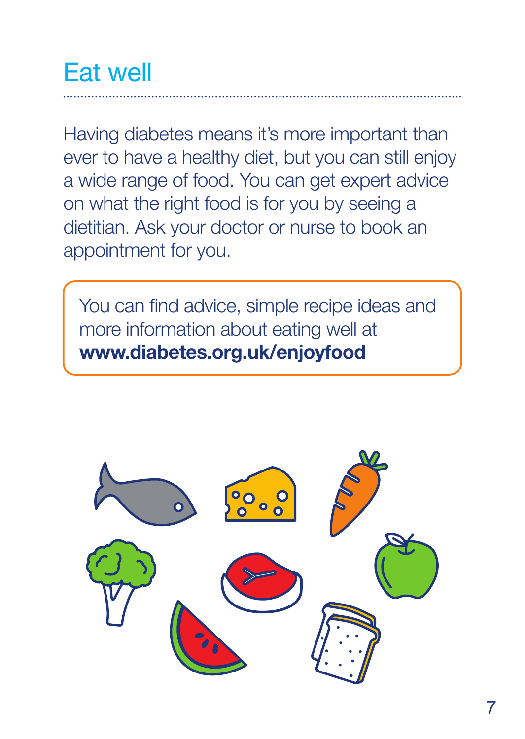## Eat well

Having diabetes means it's more important than ever to have a healthy diet, but you can still enjoy a wide range of food. You can get expert advice on what the right food is for you by seeing a dietitian. Ask your doctor or nurse to book an appointment for you.

You can find advice, simple recipe ideas and more information about eating well at **www.diabetes.org.uk/enjoyfood**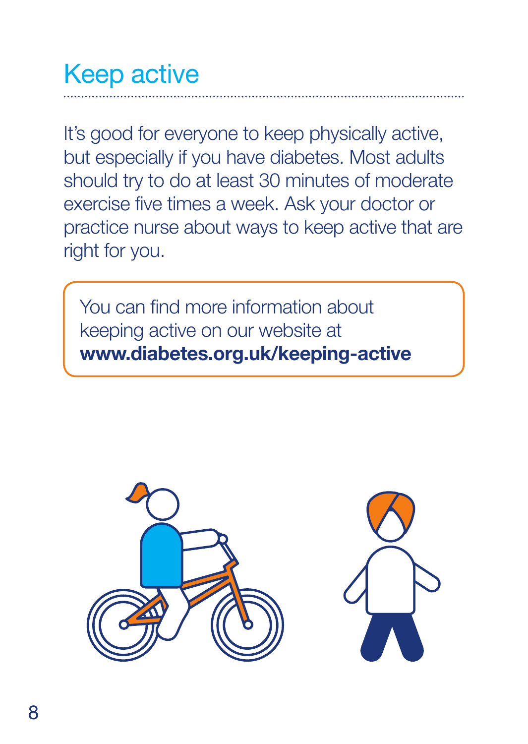# Keep active

It's good for everyone to keep physically active, but especially if you have diabetes. Most adults should try to do at least 30 minutes of moderate exercise five times a week. Ask your doctor or practice nurse about ways to keep active that are right for you.

You can find more information about keeping active on our website at **www.diabetes.org.uk/keeping-active**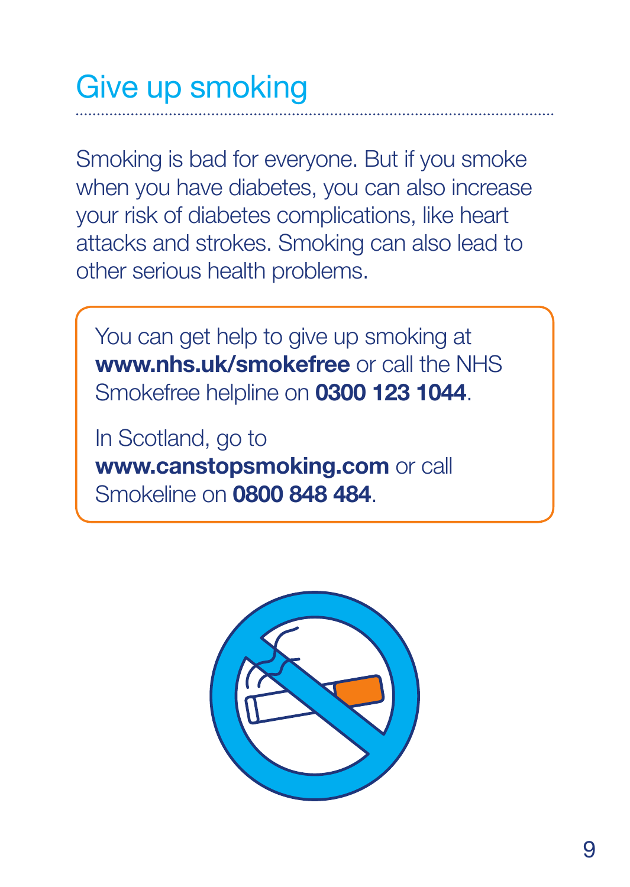## Give up smoking

Smoking is bad for everyone. But if you smoke when you have diabetes, you can also increase your risk of diabetes complications, like heart attacks and strokes. Smoking can also lead to other serious health problems.

You can get help to give up smoking at **www.nhs.uk/smokefree** or call the NHS Smokefree helpline on **0300 123 1044**.

In Scotland, go to **www.canstopsmoking.com** or call Smokeline on **0800 848 484**.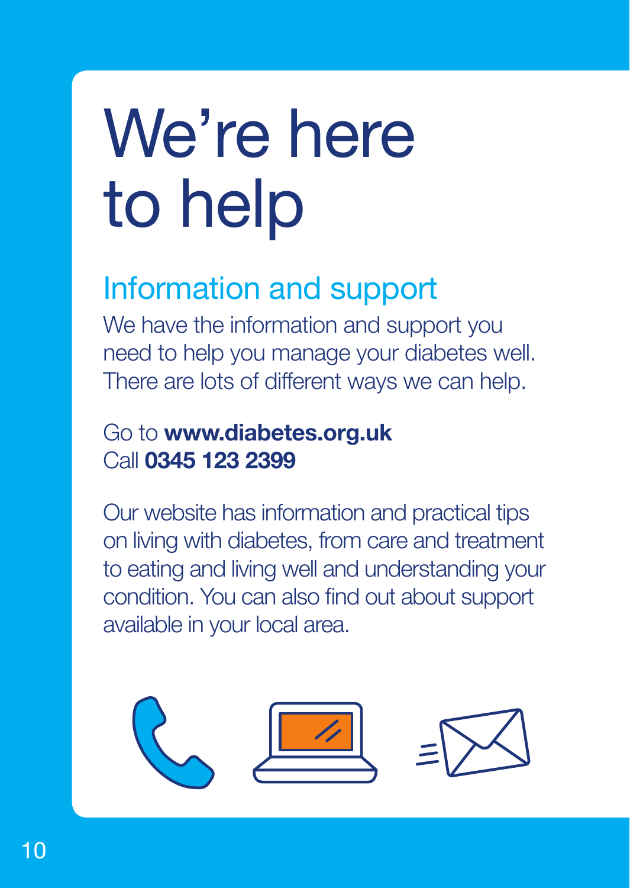# We're here to help

## Information and support

We have the information and support you need to help you manage your diabetes well. There are lots of different ways we can help.

Go to **www.diabetes.org.uk**
Call **0345 123 2399**

Our website has information and practical tips on living with diabetes, from care and treatment to eating and living well and understanding your condition. You can also find out about support available in your local area.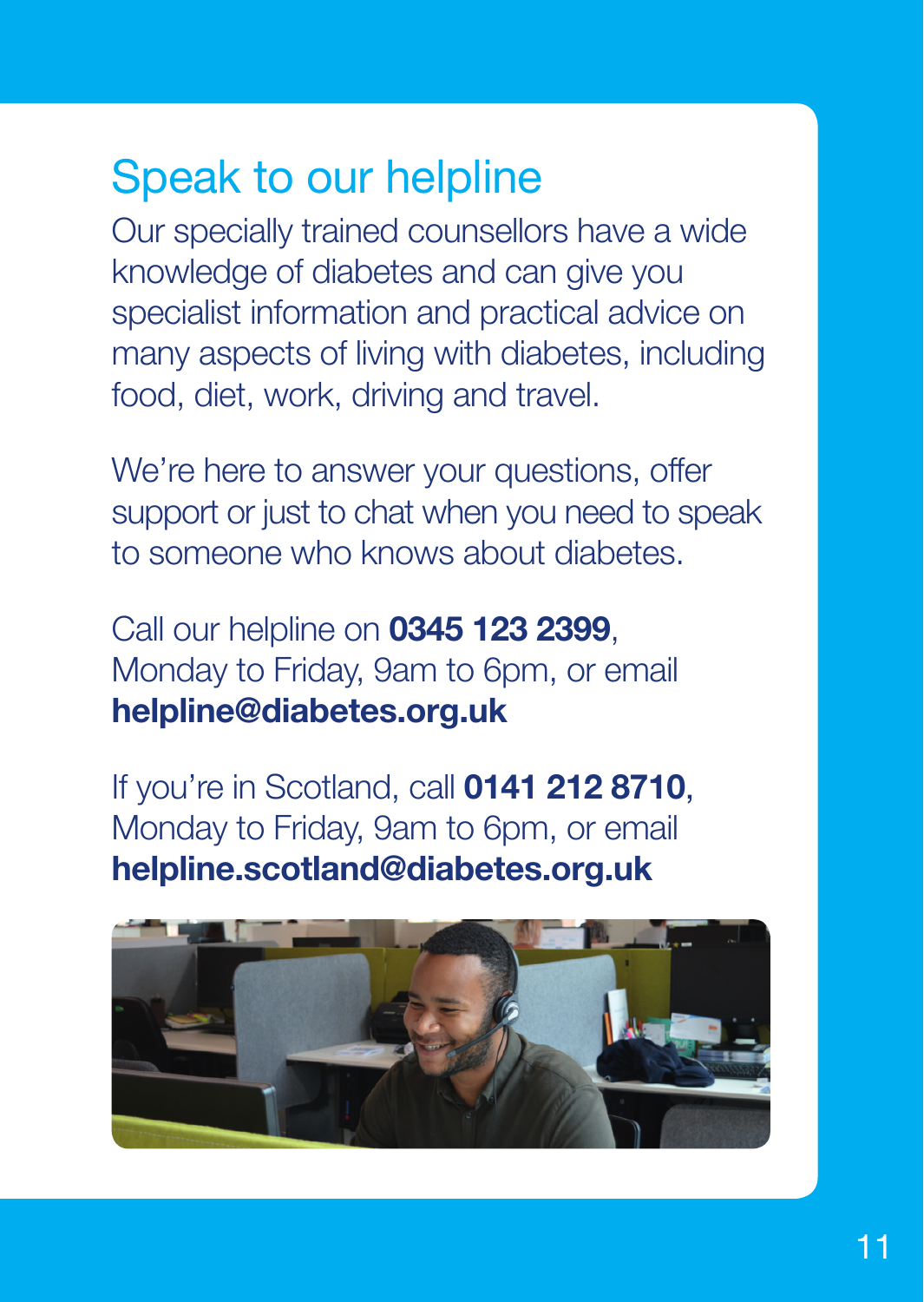## Speak to our helpline

Our specially trained counsellors have a wide knowledge of diabetes and can give you specialist information and practical advice on many aspects of living with diabetes, including food, diet, work, driving and travel.

We're here to answer your questions, offer support or just to chat when you need to speak to someone who knows about diabetes.

Call our helpline on **0345 123 2399**, Monday to Friday, 9am to 6pm, or email **helpline@diabetes.org.uk**

If you're in Scotland, call **0141 212 8710**, Monday to Friday, 9am to 6pm, or email **helpline.scotland@diabetes.org.uk**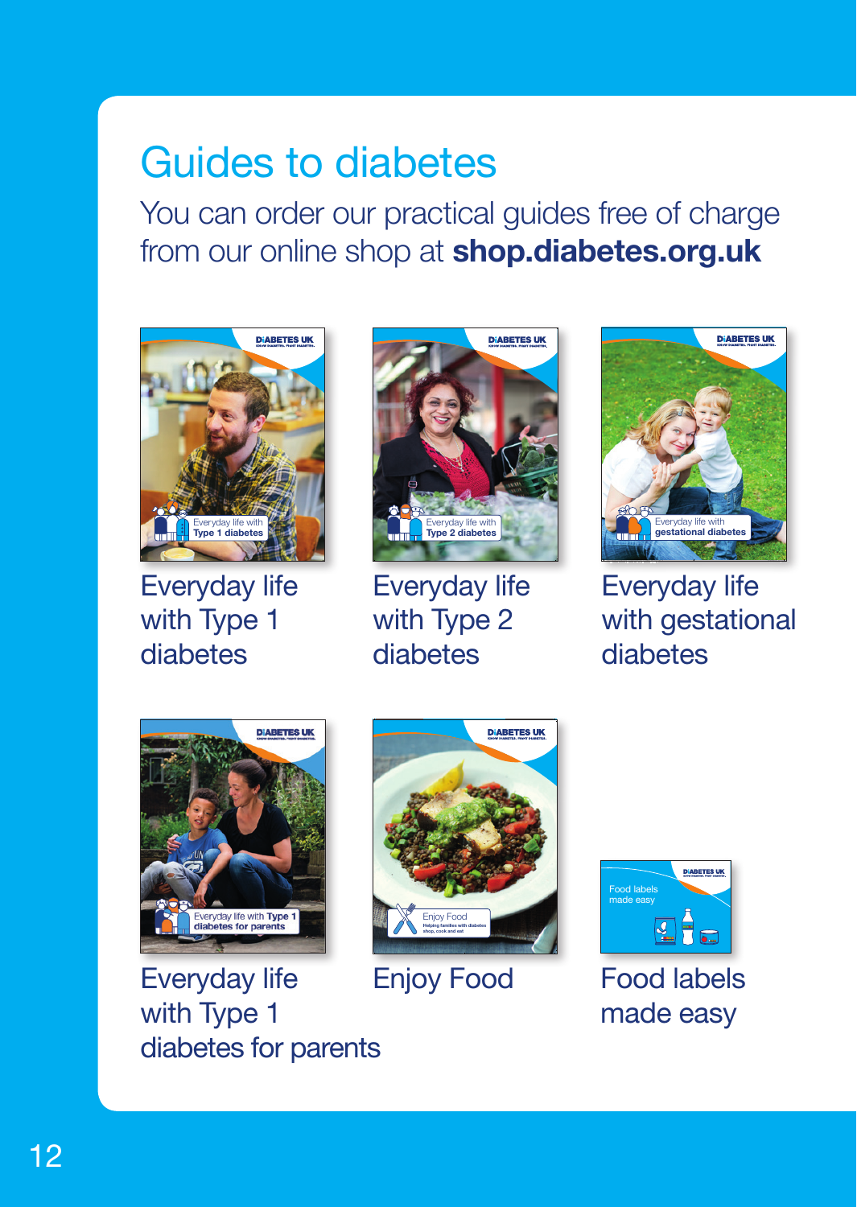# Guides to diabetes

You can order our practical guides free of charge from our online shop at **shop.diabetes.org.uk**

Everyday life with Type 1 diabetes

Everyday life with Type 2 diabetes

Everyday life with gestational diabetes

Everyday life with Type 1 diabetes for parents

Enjoy Food

Food labels made easy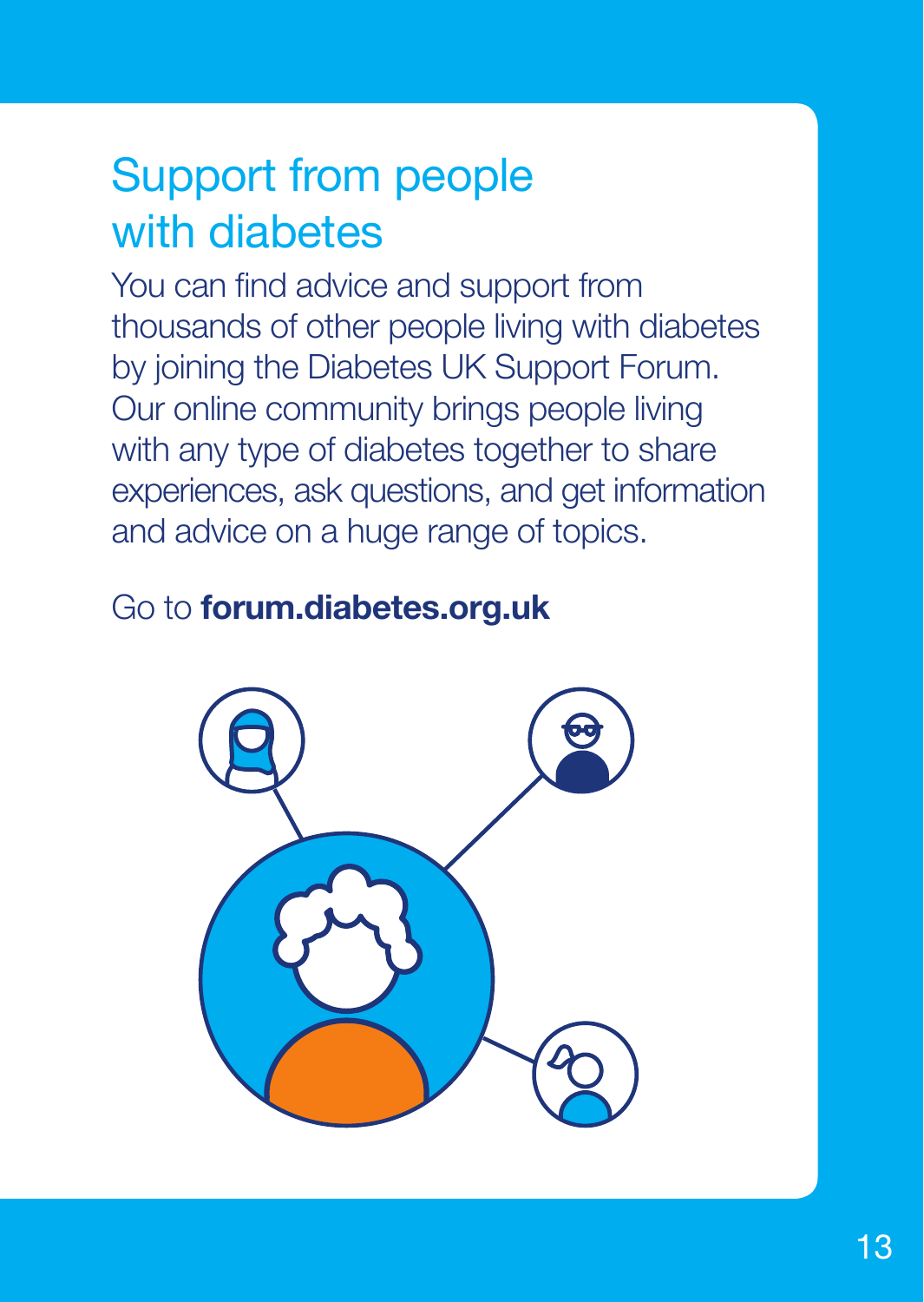# Support from people with diabetes

You can find advice and support from thousands of other people living with diabetes by joining the Diabetes UK Support Forum. Our online community brings people living with any type of diabetes together to share experiences, ask questions, and get information and advice on a huge range of topics.

Go to **forum.diabetes.org.uk**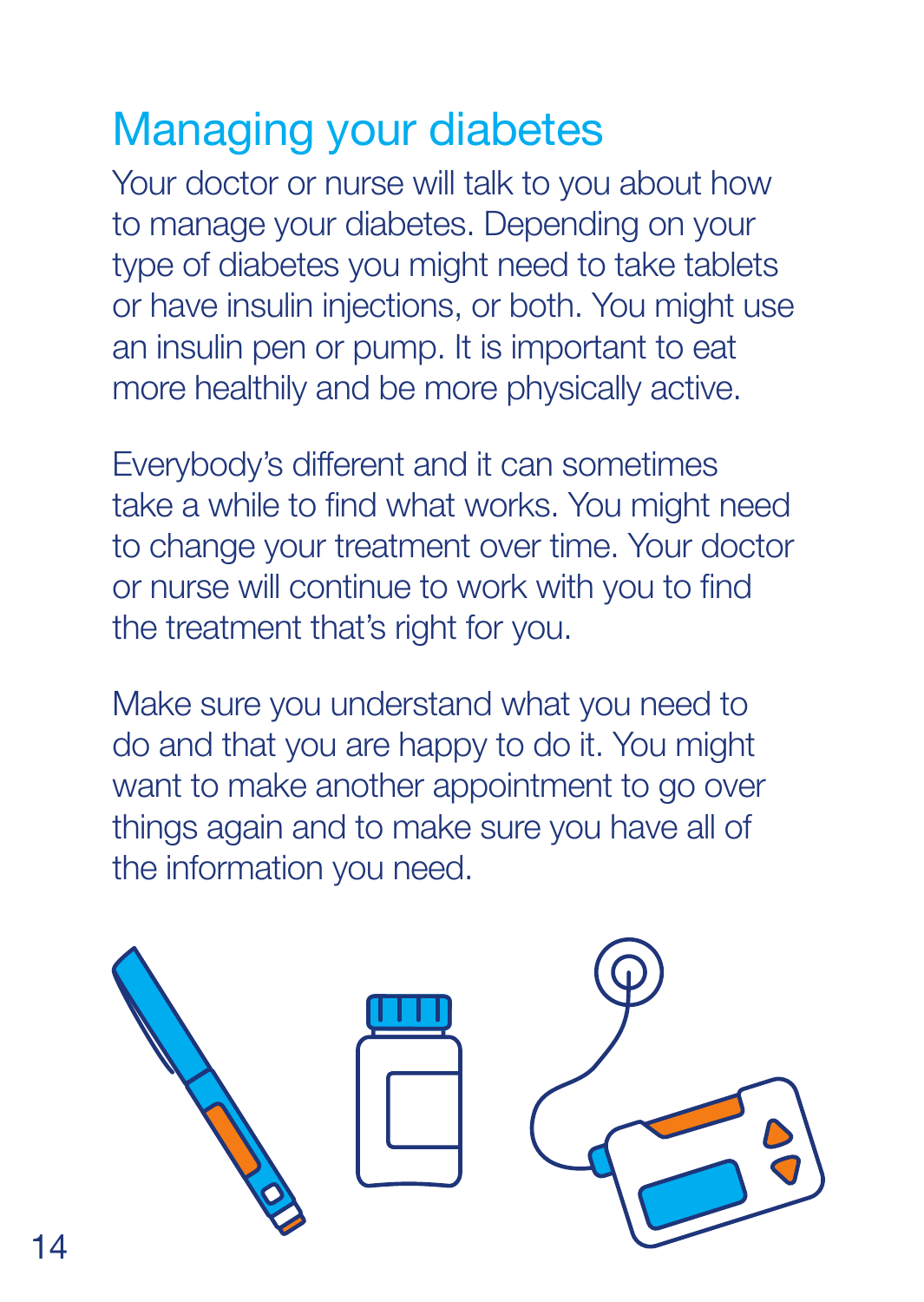# Managing your diabetes

Your doctor or nurse will talk to you about how to manage your diabetes. Depending on your type of diabetes you might need to take tablets or have insulin injections, or both. You might use an insulin pen or pump. It is important to eat more healthily and be more physically active.

Everybody's different and it can sometimes take a while to find what works. You might need to change your treatment over time. Your doctor or nurse will continue to work with you to find the treatment that's right for you.

Make sure you understand what you need to do and that you are happy to do it. You might want to make another appointment to go over things again and to make sure you have all of the information you need.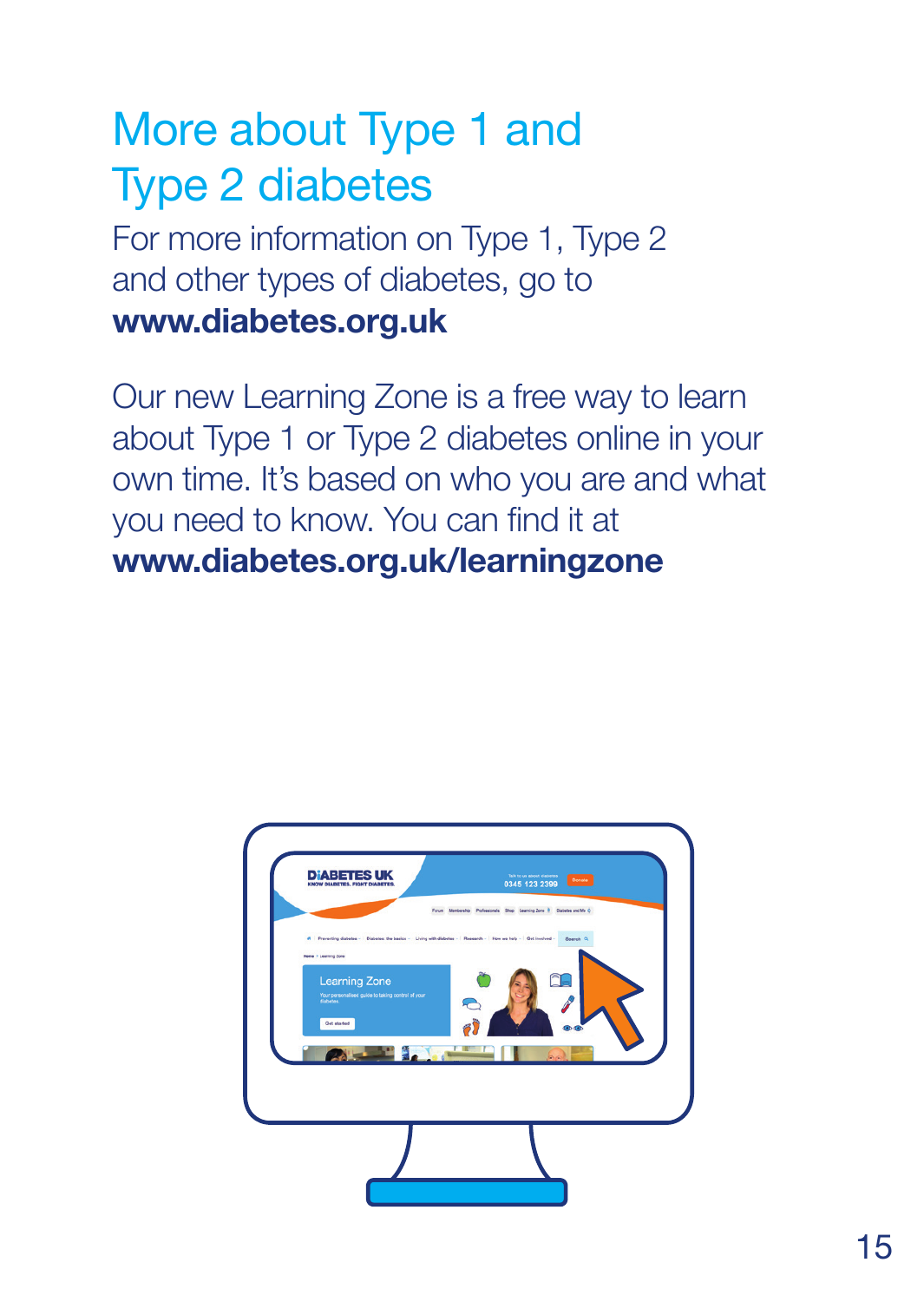# More about Type 1 and Type 2 diabetes

For more information on Type 1, Type 2 and other types of diabetes, go to **www.diabetes.org.uk**

Our new Learning Zone is a free way to learn about Type 1 or Type 2 diabetes online in your own time. It's based on who you are and what you need to know. You can find it at **www.diabetes.org.uk/learningzone**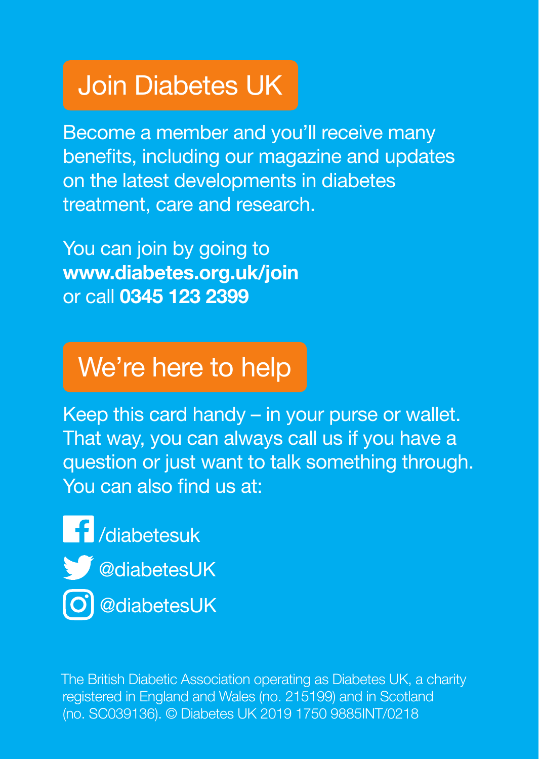## Join Diabetes UK

Become a member and you'll receive many benefits, including our magazine and updates on the latest developments in diabetes treatment, care and research.

You can join by going to **www.diabetes.org.uk/join** or call **0345 123 2399**

## We're here to help

Keep this card handy – in your purse or wallet. That way, you can always call us if you have a question or just want to talk something through. You can also find us at:

/diabetesuk

@diabetesUK

@diabetesUK

The British Diabetic Association operating as Diabetes UK, a charity registered in England and Wales (no. 215199) and in Scotland (no. SC039136). © Diabetes UK 2019 1750 9885INT/0218